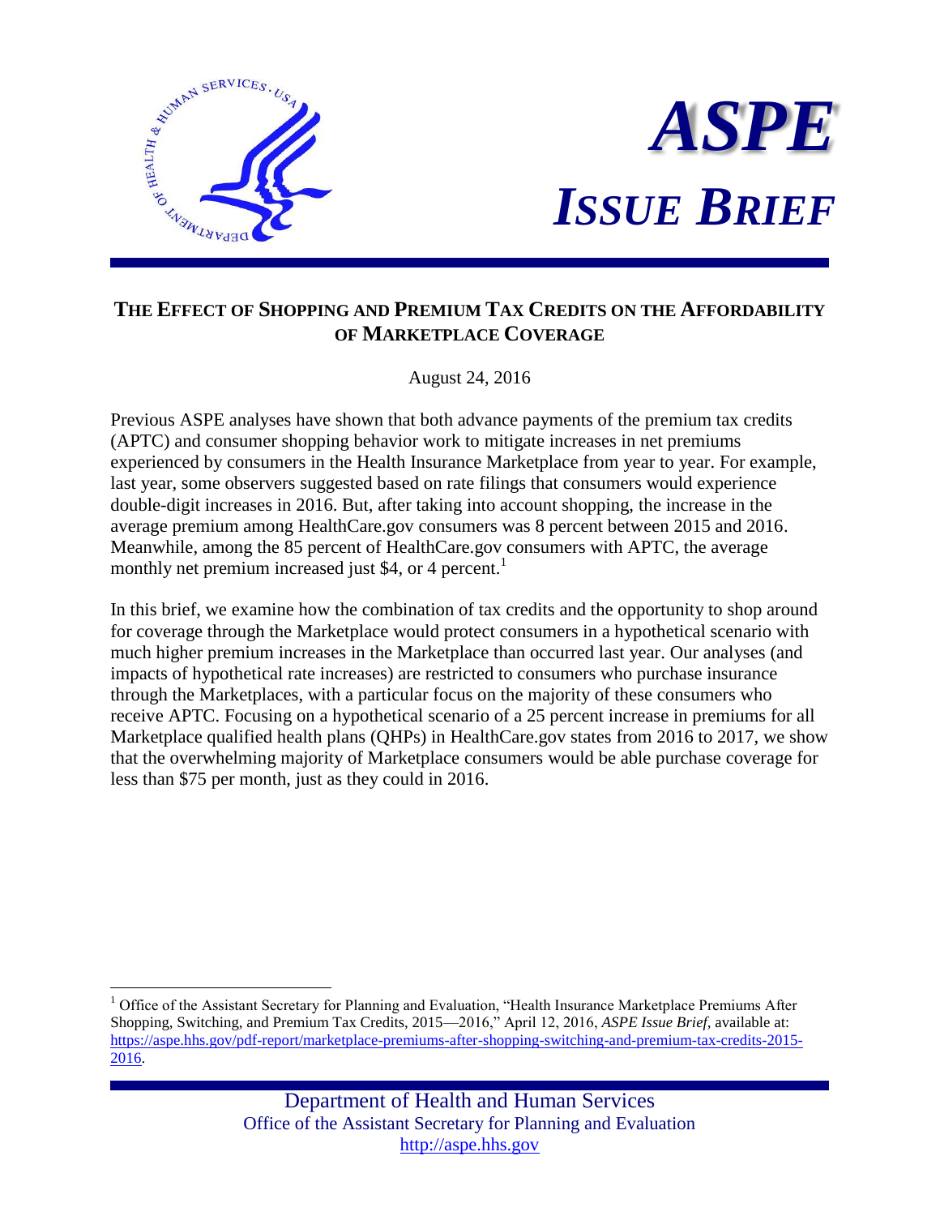# ASPE *Issue Brief*

## The Effect of Shopping and Premium Tax Credits on the Affordability of Marketplace Coverage

August 24, 2016

Previous ASPE analyses have shown that both advance payments of the premium tax credits (APTC) and consumer shopping behavior work to mitigate increases in net premiums experienced by consumers in the Health Insurance Marketplace from year to year. For example, last year, some observers suggested based on rate filings that consumers would experience double-digit increases in 2016. But, after taking into account shopping, the increase in the average premium among HealthCare.gov consumers was 8 percent between 2015 and 2016. Meanwhile, among the 85 percent of HealthCare.gov consumers with APTC, the average monthly net premium increased just $4, or 4 percent.[1]

In this brief, we examine how the combination of tax credits and the opportunity to shop around for coverage through the Marketplace would protect consumers in a hypothetical scenario with much higher premium increases in the Marketplace than occurred last year. Our analyses (and impacts of hypothetical rate increases) are restricted to consumers who purchase insurance through the Marketplaces, with a particular focus on the majority of these consumers who receive APTC. Focusing on a hypothetical scenario of a 25 percent increase in premiums for all Marketplace qualified health plans (QHPs) in HealthCare.gov states from 2016 to 2017, we show that the overwhelming majority of Marketplace consumers would be able purchase coverage for less than $75 per month, just as they could in 2016.

[1] Office of the Assistant Secretary for Planning and Evaluation, "Health Insurance Marketplace Premiums After Shopping, Switching, and Premium Tax Credits, 2015—2016," April 12, 2016, *ASPE Issue Brief*, available at: https://aspe.hhs.gov/pdf-report/marketplace-premiums-after-shopping-switching-and-premium-tax-credits-2015-2016.

Department of Health and Human Services
Office of the Assistant Secretary for Planning and Evaluation
http://aspe.hhs.gov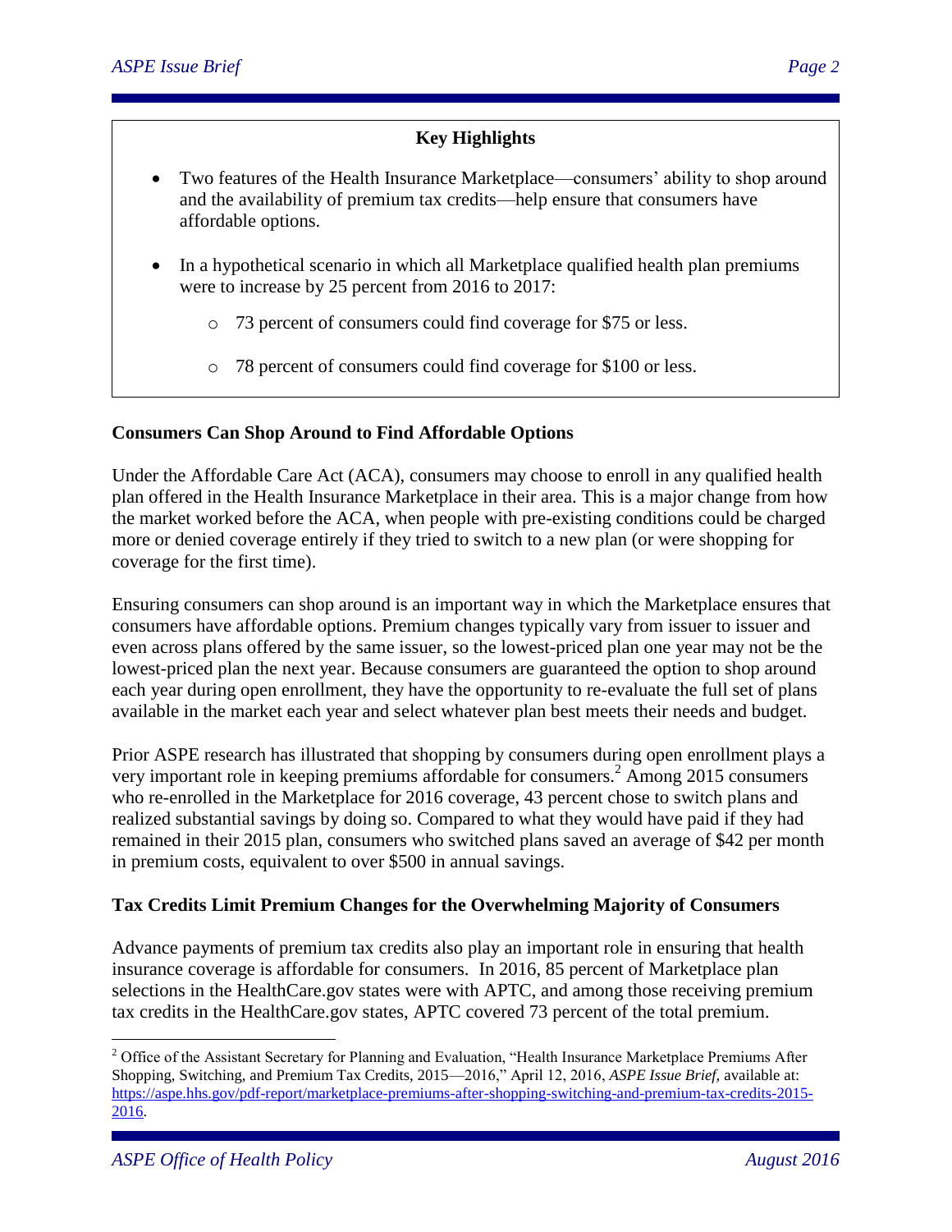**Key Highlights**

- Two features of the Health Insurance Marketplace—consumers' ability to shop around and the availability of premium tax credits—help ensure that consumers have affordable options.
- In a hypothetical scenario in which all Marketplace qualified health plan premiums were to increase by 25 percent from 2016 to 2017:
  - 73 percent of consumers could find coverage for $75 or less.
  - 78 percent of consumers could find coverage for $100 or less.

## Consumers Can Shop Around to Find Affordable Options

Under the Affordable Care Act (ACA), consumers may choose to enroll in any qualified health plan offered in the Health Insurance Marketplace in their area. This is a major change from how the market worked before the ACA, when people with pre-existing conditions could be charged more or denied coverage entirely if they tried to switch to a new plan (or were shopping for coverage for the first time).

Ensuring consumers can shop around is an important way in which the Marketplace ensures that consumers have affordable options. Premium changes typically vary from issuer to issuer and even across plans offered by the same issuer, so the lowest-priced plan one year may not be the lowest-priced plan the next year. Because consumers are guaranteed the option to shop around each year during open enrollment, they have the opportunity to re-evaluate the full set of plans available in the market each year and select whatever plan best meets their needs and budget.

Prior ASPE research has illustrated that shopping by consumers during open enrollment plays a very important role in keeping premiums affordable for consumers.[2] Among 2015 consumers who re-enrolled in the Marketplace for 2016 coverage, 43 percent chose to switch plans and realized substantial savings by doing so. Compared to what they would have paid if they had remained in their 2015 plan, consumers who switched plans saved an average of $42 per month in premium costs, equivalent to over $500 in annual savings.

## Tax Credits Limit Premium Changes for the Overwhelming Majority of Consumers

Advance payments of premium tax credits also play an important role in ensuring that health insurance coverage is affordable for consumers. In 2016, 85 percent of Marketplace plan selections in the HealthCare.gov states were with APTC, and among those receiving premium tax credits in the HealthCare.gov states, APTC covered 73 percent of the total premium.

---

[2] Office of the Assistant Secretary for Planning and Evaluation, "Health Insurance Marketplace Premiums After Shopping, Switching, and Premium Tax Credits, 2015—2016," April 12, 2016, *ASPE Issue Brief*, available at: https://aspe.hhs.gov/pdf-report/marketplace-premiums-after-shopping-switching-and-premium-tax-credits-2015-2016.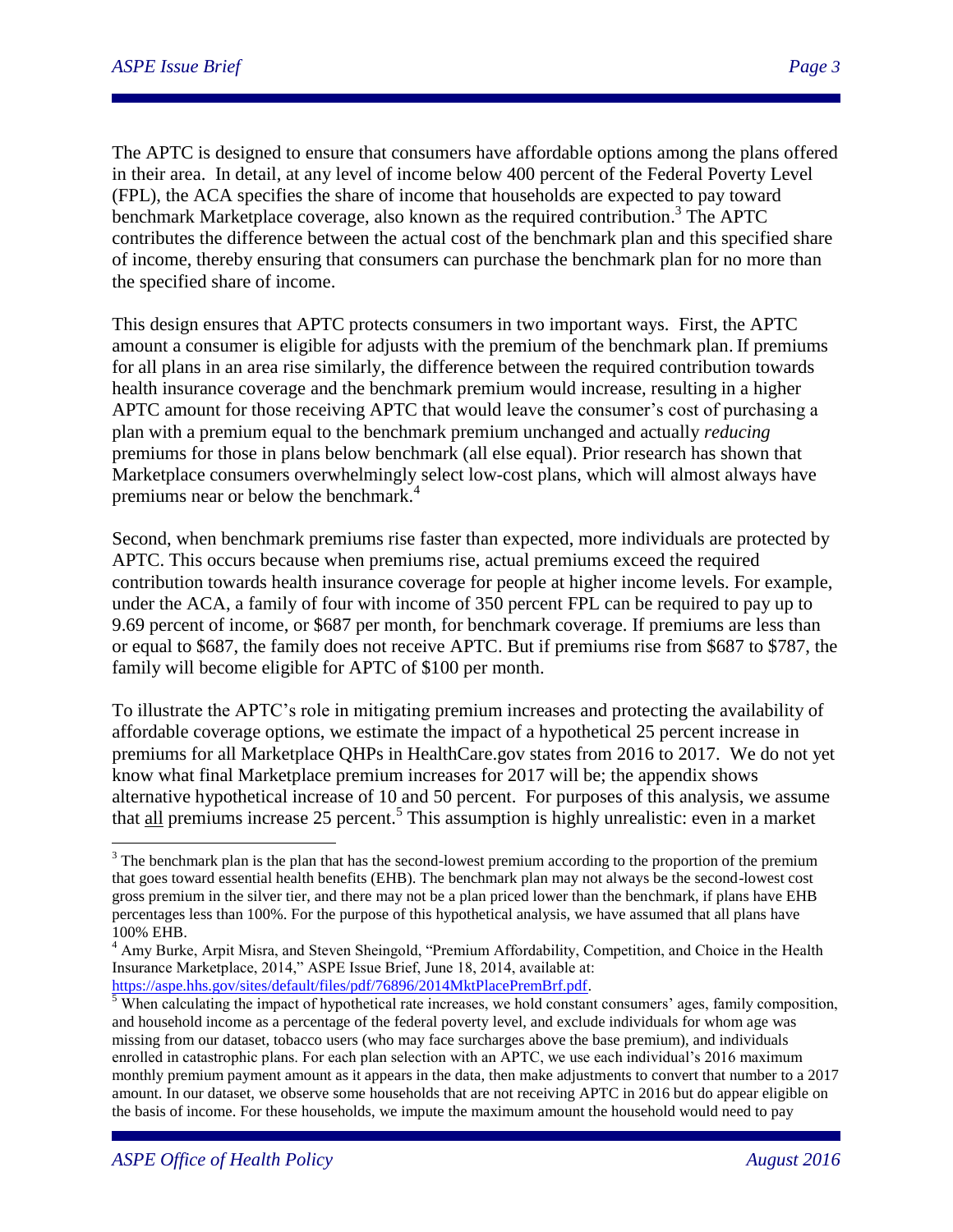The APTC is designed to ensure that consumers have affordable options among the plans offered in their area. In detail, at any level of income below 400 percent of the Federal Poverty Level (FPL), the ACA specifies the share of income that households are expected to pay toward benchmark Marketplace coverage, also known as the required contribution.[3] The APTC contributes the difference between the actual cost of the benchmark plan and this specified share of income, thereby ensuring that consumers can purchase the benchmark plan for no more than the specified share of income.

This design ensures that APTC protects consumers in two important ways. First, the APTC amount a consumer is eligible for adjusts with the premium of the benchmark plan. If premiums for all plans in an area rise similarly, the difference between the required contribution towards health insurance coverage and the benchmark premium would increase, resulting in a higher APTC amount for those receiving APTC that would leave the consumer's cost of purchasing a plan with a premium equal to the benchmark premium unchanged and actually *reducing* premiums for those in plans below benchmark (all else equal). Prior research has shown that Marketplace consumers overwhelmingly select low-cost plans, which will almost always have premiums near or below the benchmark.[4]

Second, when benchmark premiums rise faster than expected, more individuals are protected by APTC. This occurs because when premiums rise, actual premiums exceed the required contribution towards health insurance coverage for people at higher income levels. For example, under the ACA, a family of four with income of 350 percent FPL can be required to pay up to 9.69 percent of income, or $687 per month, for benchmark coverage. If premiums are less than or equal to $687, the family does not receive APTC. But if premiums rise from $687 to $787, the family will become eligible for APTC of $100 per month.

To illustrate the APTC's role in mitigating premium increases and protecting the availability of affordable coverage options, we estimate the impact of a hypothetical 25 percent increase in premiums for all Marketplace QHPs in HealthCare.gov states from 2016 to 2017. We do not yet know what final Marketplace premium increases for 2017 will be; the appendix shows alternative hypothetical increase of 10 and 50 percent. For purposes of this analysis, we assume that <u>all</u> premiums increase 25 percent.[5] This assumption is highly unrealistic: even in a market

---

[3] The benchmark plan is the plan that has the second-lowest premium according to the proportion of the premium that goes toward essential health benefits (EHB). The benchmark plan may not always be the second-lowest cost gross premium in the silver tier, and there may not be a plan priced lower than the benchmark, if plans have EHB percentages less than 100%. For the purpose of this hypothetical analysis, we have assumed that all plans have 100% EHB.

[4] Amy Burke, Arpit Misra, and Steven Sheingold, "Premium Affordability, Competition, and Choice in the Health Insurance Marketplace, 2014," ASPE Issue Brief, June 18, 2014, available at: https://aspe.hhs.gov/sites/default/files/pdf/76896/2014MktPlacePremBrf.pdf.

[5] When calculating the impact of hypothetical rate increases, we hold constant consumers' ages, family composition, and household income as a percentage of the federal poverty level, and exclude individuals for whom age was missing from our dataset, tobacco users (who may face surcharges above the base premium), and individuals enrolled in catastrophic plans. For each plan selection with an APTC, we use each individual's 2016 maximum monthly premium payment amount as it appears in the data, then make adjustments to convert that number to a 2017 amount. In our dataset, we observe some households that are not receiving APTC in 2016 but do appear eligible on the basis of income. For these households, we impute the maximum amount the household would need to pay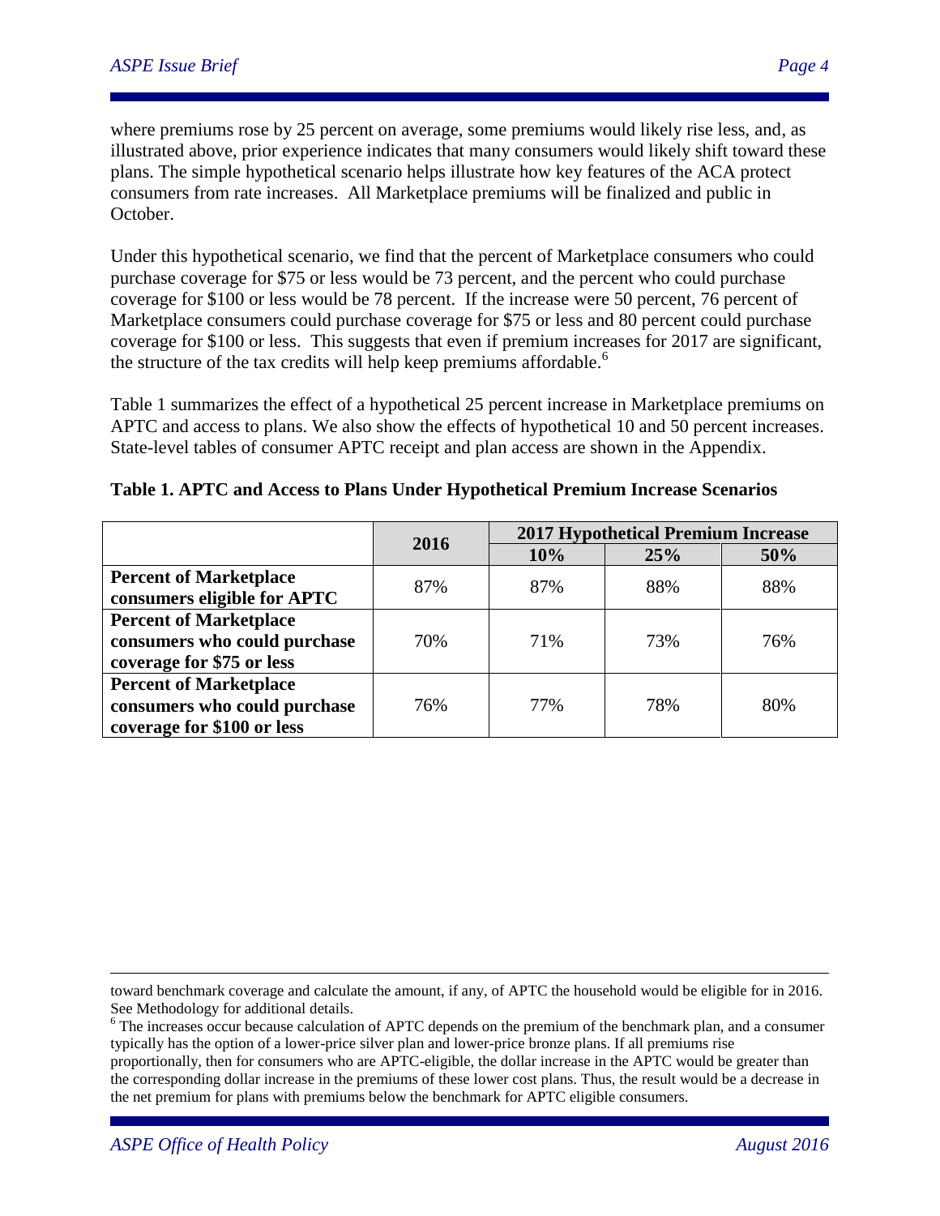where premiums rose by 25 percent on average, some premiums would likely rise less, and, as illustrated above, prior experience indicates that many consumers would likely shift toward these plans. The simple hypothetical scenario helps illustrate how key features of the ACA protect consumers from rate increases. All Marketplace premiums will be finalized and public in October.

Under this hypothetical scenario, we find that the percent of Marketplace consumers who could purchase coverage for $75 or less would be 73 percent, and the percent who could purchase coverage for $100 or less would be 78 percent. If the increase were 50 percent, 76 percent of Marketplace consumers could purchase coverage for $75 or less and 80 percent could purchase coverage for $100 or less. This suggests that even if premium increases for 2017 are significant, the structure of the tax credits will help keep premiums affordable.[6]

Table 1 summarizes the effect of a hypothetical 25 percent increase in Marketplace premiums on APTC and access to plans. We also show the effects of hypothetical 10 and 50 percent increases. State-level tables of consumer APTC receipt and plan access are shown in the Appendix.

**Table 1. APTC and Access to Plans Under Hypothetical Premium Increase Scenarios**

| | 2016 | 2017 Hypothetical Premium Increase | | |
|---|---|---|---|---|
| | | 10% | 25% | 50% |
| **Percent of Marketplace consumers eligible for APTC** | 87% | 87% | 88% | 88% |
| **Percent of Marketplace consumers who could purchase coverage for $75 or less** | 70% | 71% | 73% | 76% |
| **Percent of Marketplace consumers who could purchase coverage for $100 or less** | 76% | 77% | 78% | 80% |

---

toward benchmark coverage and calculate the amount, if any, of APTC the household would be eligible for in 2016. See Methodology for additional details.

[6] The increases occur because calculation of APTC depends on the premium of the benchmark plan, and a consumer typically has the option of a lower-price silver plan and lower-price bronze plans. If all premiums rise proportionally, then for consumers who are APTC-eligible, the dollar increase in the APTC would be greater than the corresponding dollar increase in the premiums of these lower cost plans. Thus, the result would be a decrease in the net premium for plans with premiums below the benchmark for APTC eligible consumers.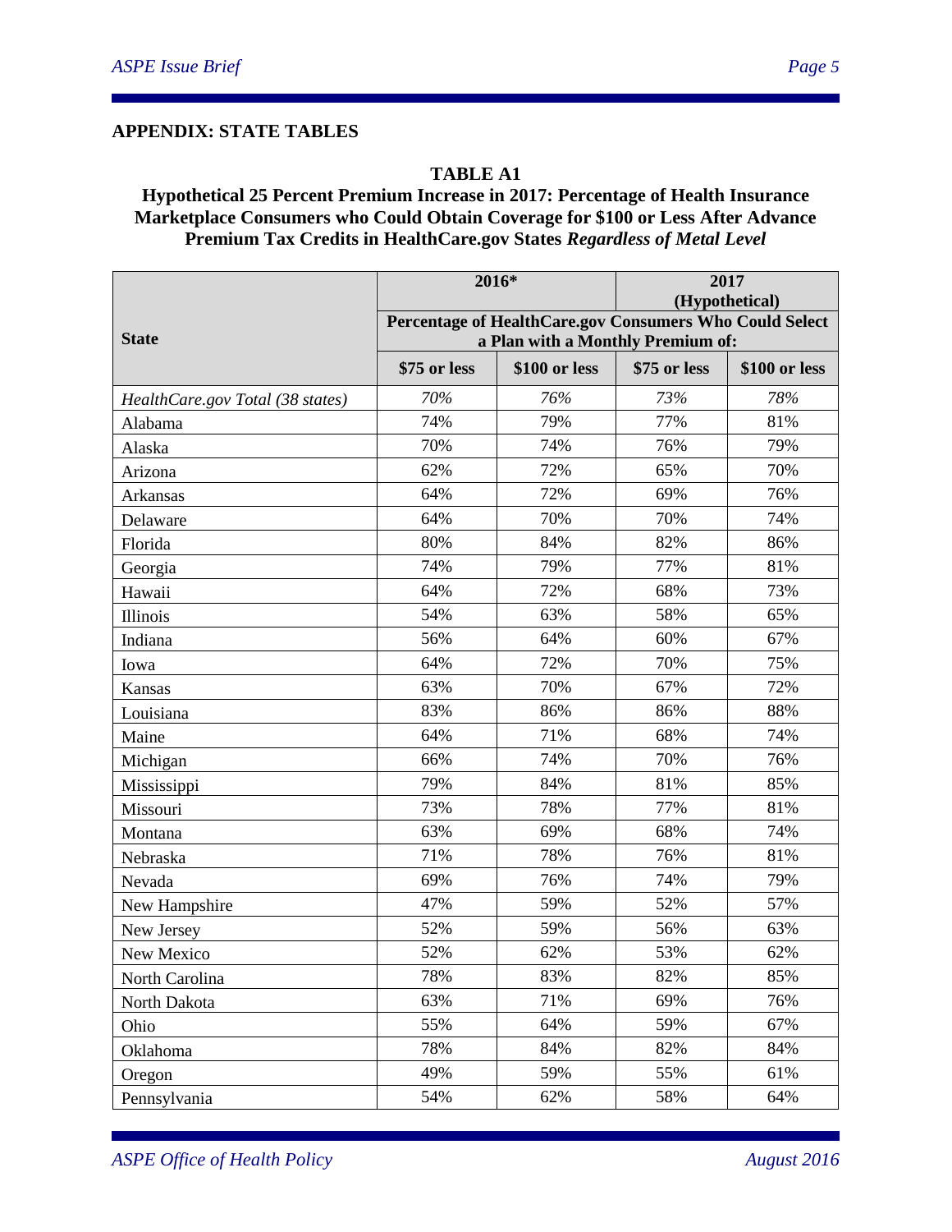## APPENDIX: STATE TABLES

**TABLE A1**

**Hypothetical 25 Percent Premium Increase in 2017: Percentage of Health Insurance Marketplace Consumers who Could Obtain Coverage for $100 or Less After Advance Premium Tax Credits in HealthCare.gov States *Regardless of Metal Level***

| State | 2016* | | 2017 (Hypothetical) | |
|---|---|---|---|---|
| | Percentage of HealthCare.gov Consumers Who Could Select a Plan with a Monthly Premium of: | | | |
| | $75 or less | $100 or less | $75 or less | $100 or less |
| *HealthCare.gov Total (38 states)* | *70%* | *76%* | *73%* | *78%* |
| Alabama | 74% | 79% | 77% | 81% |
| Alaska | 70% | 74% | 76% | 79% |
| Arizona | 62% | 72% | 65% | 70% |
| Arkansas | 64% | 72% | 69% | 76% |
| Delaware | 64% | 70% | 70% | 74% |
| Florida | 80% | 84% | 82% | 86% |
| Georgia | 74% | 79% | 77% | 81% |
| Hawaii | 64% | 72% | 68% | 73% |
| Illinois | 54% | 63% | 58% | 65% |
| Indiana | 56% | 64% | 60% | 67% |
| Iowa | 64% | 72% | 70% | 75% |
| Kansas | 63% | 70% | 67% | 72% |
| Louisiana | 83% | 86% | 86% | 88% |
| Maine | 64% | 71% | 68% | 74% |
| Michigan | 66% | 74% | 70% | 76% |
| Mississippi | 79% | 84% | 81% | 85% |
| Missouri | 73% | 78% | 77% | 81% |
| Montana | 63% | 69% | 68% | 74% |
| Nebraska | 71% | 78% | 76% | 81% |
| Nevada | 69% | 76% | 74% | 79% |
| New Hampshire | 47% | 59% | 52% | 57% |
| New Jersey | 52% | 59% | 56% | 63% |
| New Mexico | 52% | 62% | 53% | 62% |
| North Carolina | 78% | 83% | 82% | 85% |
| North Dakota | 63% | 71% | 69% | 76% |
| Ohio | 55% | 64% | 59% | 67% |
| Oklahoma | 78% | 84% | 82% | 84% |
| Oregon | 49% | 59% | 55% | 61% |
| Pennsylvania | 54% | 62% | 58% | 64% |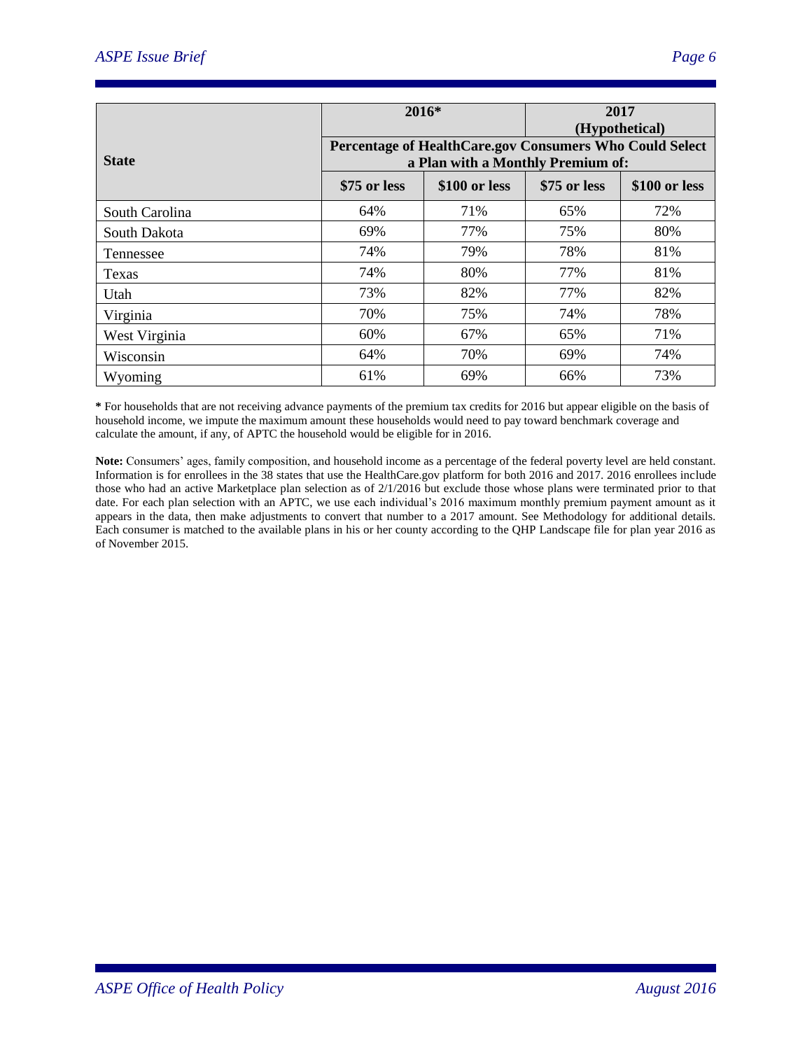| State | 2016* | | 2017 (Hypothetical) | |
|---|---|---|---|---|
| | Percentage of HealthCare.gov Consumers Who Could Select a Plan with a Monthly Premium of: | | | |
| | $75 or less | $100 or less | $75 or less | $100 or less |
| South Carolina | 64% | 71% | 65% | 72% |
| South Dakota | 69% | 77% | 75% | 80% |
| Tennessee | 74% | 79% | 78% | 81% |
| Texas | 74% | 80% | 77% | 81% |
| Utah | 73% | 82% | 77% | 82% |
| Virginia | 70% | 75% | 74% | 78% |
| West Virginia | 60% | 67% | 65% | 71% |
| Wisconsin | 64% | 70% | 69% | 74% |
| Wyoming | 61% | 69% | 66% | 73% |

**\*** For households that are not receiving advance payments of the premium tax credits for 2016 but appear eligible on the basis of household income, we impute the maximum amount these households would need to pay toward benchmark coverage and calculate the amount, if any, of APTC the household would be eligible for in 2016.

**Note:** Consumers' ages, family composition, and household income as a percentage of the federal poverty level are held constant. Information is for enrollees in the 38 states that use the HealthCare.gov platform for both 2016 and 2017. 2016 enrollees include those who had an active Marketplace plan selection as of 2/1/2016 but exclude those whose plans were terminated prior to that date. For each plan selection with an APTC, we use each individual's 2016 maximum monthly premium payment amount as it appears in the data, then make adjustments to convert that number to a 2017 amount. See Methodology for additional details. Each consumer is matched to the available plans in his or her county according to the QHP Landscape file for plan year 2016 as of November 2015.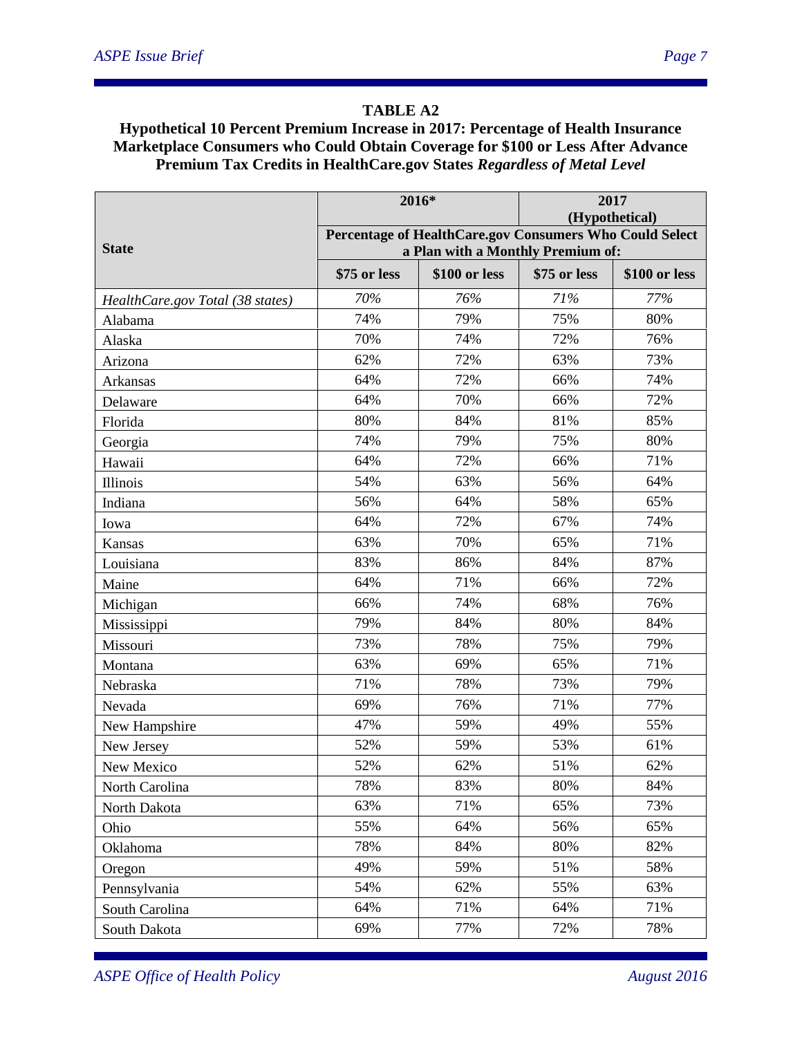**TABLE A2**

**Hypothetical 10 Percent Premium Increase in 2017: Percentage of Health Insurance Marketplace Consumers who Could Obtain Coverage for $100 or Less After Advance Premium Tax Credits in HealthCare.gov States *Regardless of Metal Level***

| State | 2016* | | 2017 (Hypothetical) | |
|---|---|---|---|---|
| | Percentage of HealthCare.gov Consumers Who Could Select a Plan with a Monthly Premium of: | | | |
| | $75 or less | $100 or less | $75 or less | $100 or less |
| *HealthCare.gov Total (38 states)* | *70%* | *76%* | *71%* | *77%* |
| Alabama | 74% | 79% | 75% | 80% |
| Alaska | 70% | 74% | 72% | 76% |
| Arizona | 62% | 72% | 63% | 73% |
| Arkansas | 64% | 72% | 66% | 74% |
| Delaware | 64% | 70% | 66% | 72% |
| Florida | 80% | 84% | 81% | 85% |
| Georgia | 74% | 79% | 75% | 80% |
| Hawaii | 64% | 72% | 66% | 71% |
| Illinois | 54% | 63% | 56% | 64% |
| Indiana | 56% | 64% | 58% | 65% |
| Iowa | 64% | 72% | 67% | 74% |
| Kansas | 63% | 70% | 65% | 71% |
| Louisiana | 83% | 86% | 84% | 87% |
| Maine | 64% | 71% | 66% | 72% |
| Michigan | 66% | 74% | 68% | 76% |
| Mississippi | 79% | 84% | 80% | 84% |
| Missouri | 73% | 78% | 75% | 79% |
| Montana | 63% | 69% | 65% | 71% |
| Nebraska | 71% | 78% | 73% | 79% |
| Nevada | 69% | 76% | 71% | 77% |
| New Hampshire | 47% | 59% | 49% | 55% |
| New Jersey | 52% | 59% | 53% | 61% |
| New Mexico | 52% | 62% | 51% | 62% |
| North Carolina | 78% | 83% | 80% | 84% |
| North Dakota | 63% | 71% | 65% | 73% |
| Ohio | 55% | 64% | 56% | 65% |
| Oklahoma | 78% | 84% | 80% | 82% |
| Oregon | 49% | 59% | 51% | 58% |
| Pennsylvania | 54% | 62% | 55% | 63% |
| South Carolina | 64% | 71% | 64% | 71% |
| South Dakota | 69% | 77% | 72% | 78% |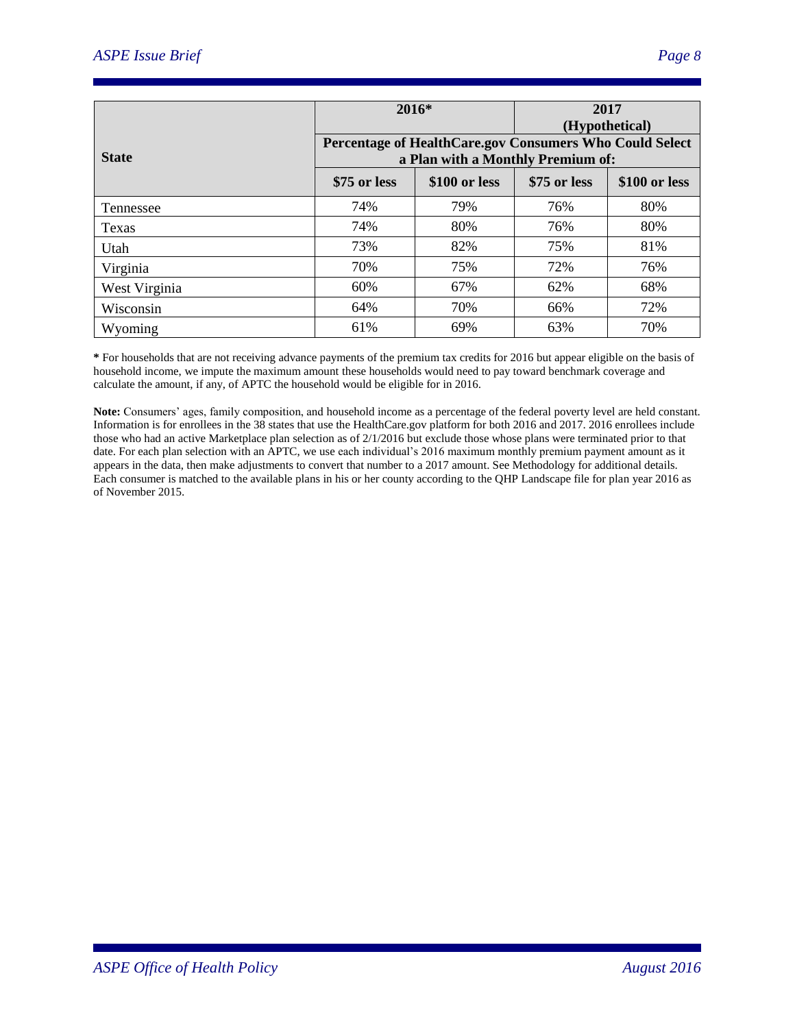| State | 2016* | | 2017 (Hypothetical) | |
|---|---|---|---|---|
| | Percentage of HealthCare.gov Consumers Who Could Select a Plan with a Monthly Premium of: | | | |
| | $75 or less | $100 or less | $75 or less | $100 or less |
| Tennessee | 74% | 79% | 76% | 80% |
| Texas | 74% | 80% | 76% | 80% |
| Utah | 73% | 82% | 75% | 81% |
| Virginia | 70% | 75% | 72% | 76% |
| West Virginia | 60% | 67% | 62% | 68% |
| Wisconsin | 64% | 70% | 66% | 72% |
| Wyoming | 61% | 69% | 63% | 70% |

**\*** For households that are not receiving advance payments of the premium tax credits for 2016 but appear eligible on the basis of household income, we impute the maximum amount these households would need to pay toward benchmark coverage and calculate the amount, if any, of APTC the household would be eligible for in 2016.

**Note:** Consumers' ages, family composition, and household income as a percentage of the federal poverty level are held constant. Information is for enrollees in the 38 states that use the HealthCare.gov platform for both 2016 and 2017. 2016 enrollees include those who had an active Marketplace plan selection as of 2/1/2016 but exclude those whose plans were terminated prior to that date. For each plan selection with an APTC, we use each individual's 2016 maximum monthly premium payment amount as it appears in the data, then make adjustments to convert that number to a 2017 amount. See Methodology for additional details. Each consumer is matched to the available plans in his or her county according to the QHP Landscape file for plan year 2016 as of November 2015.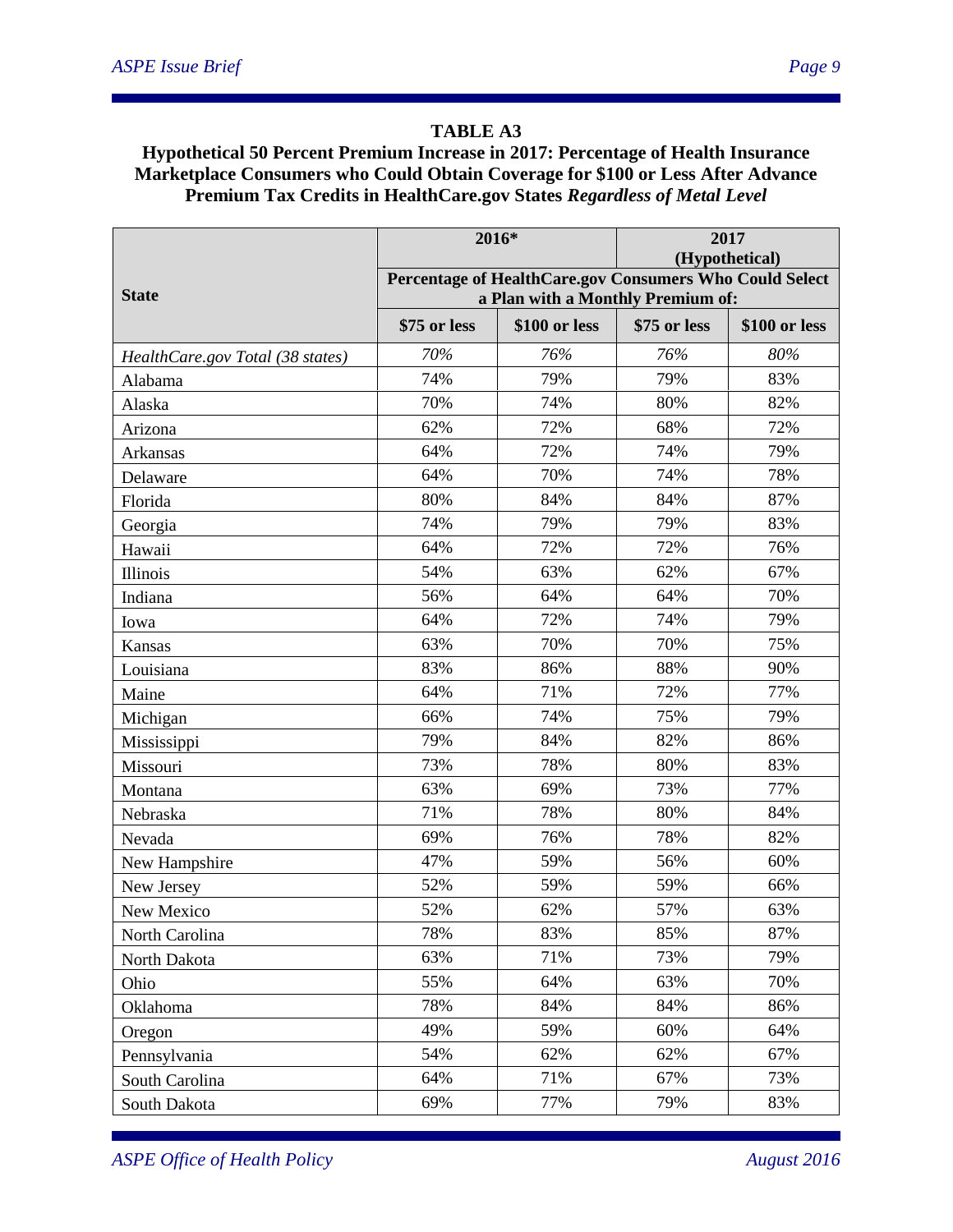**TABLE A3**

**Hypothetical 50 Percent Premium Increase in 2017: Percentage of Health Insurance Marketplace Consumers who Could Obtain Coverage for $100 or Less After Advance Premium Tax Credits in HealthCare.gov States *Regardless of Metal Level***

| State | 2016* | | 2017 (Hypothetical) | |
|---|---|---|---|---|
| | Percentage of HealthCare.gov Consumers Who Could Select a Plan with a Monthly Premium of: | | | |
| | $75 or less | $100 or less | $75 or less | $100 or less |
| *HealthCare.gov Total (38 states)* | *70%* | *76%* | *76%* | *80%* |
| Alabama | 74% | 79% | 79% | 83% |
| Alaska | 70% | 74% | 80% | 82% |
| Arizona | 62% | 72% | 68% | 72% |
| Arkansas | 64% | 72% | 74% | 79% |
| Delaware | 64% | 70% | 74% | 78% |
| Florida | 80% | 84% | 84% | 87% |
| Georgia | 74% | 79% | 79% | 83% |
| Hawaii | 64% | 72% | 72% | 76% |
| Illinois | 54% | 63% | 62% | 67% |
| Indiana | 56% | 64% | 64% | 70% |
| Iowa | 64% | 72% | 74% | 79% |
| Kansas | 63% | 70% | 70% | 75% |
| Louisiana | 83% | 86% | 88% | 90% |
| Maine | 64% | 71% | 72% | 77% |
| Michigan | 66% | 74% | 75% | 79% |
| Mississippi | 79% | 84% | 82% | 86% |
| Missouri | 73% | 78% | 80% | 83% |
| Montana | 63% | 69% | 73% | 77% |
| Nebraska | 71% | 78% | 80% | 84% |
| Nevada | 69% | 76% | 78% | 82% |
| New Hampshire | 47% | 59% | 56% | 60% |
| New Jersey | 52% | 59% | 59% | 66% |
| New Mexico | 52% | 62% | 57% | 63% |
| North Carolina | 78% | 83% | 85% | 87% |
| North Dakota | 63% | 71% | 73% | 79% |
| Ohio | 55% | 64% | 63% | 70% |
| Oklahoma | 78% | 84% | 84% | 86% |
| Oregon | 49% | 59% | 60% | 64% |
| Pennsylvania | 54% | 62% | 62% | 67% |
| South Carolina | 64% | 71% | 67% | 73% |
| South Dakota | 69% | 77% | 79% | 83% |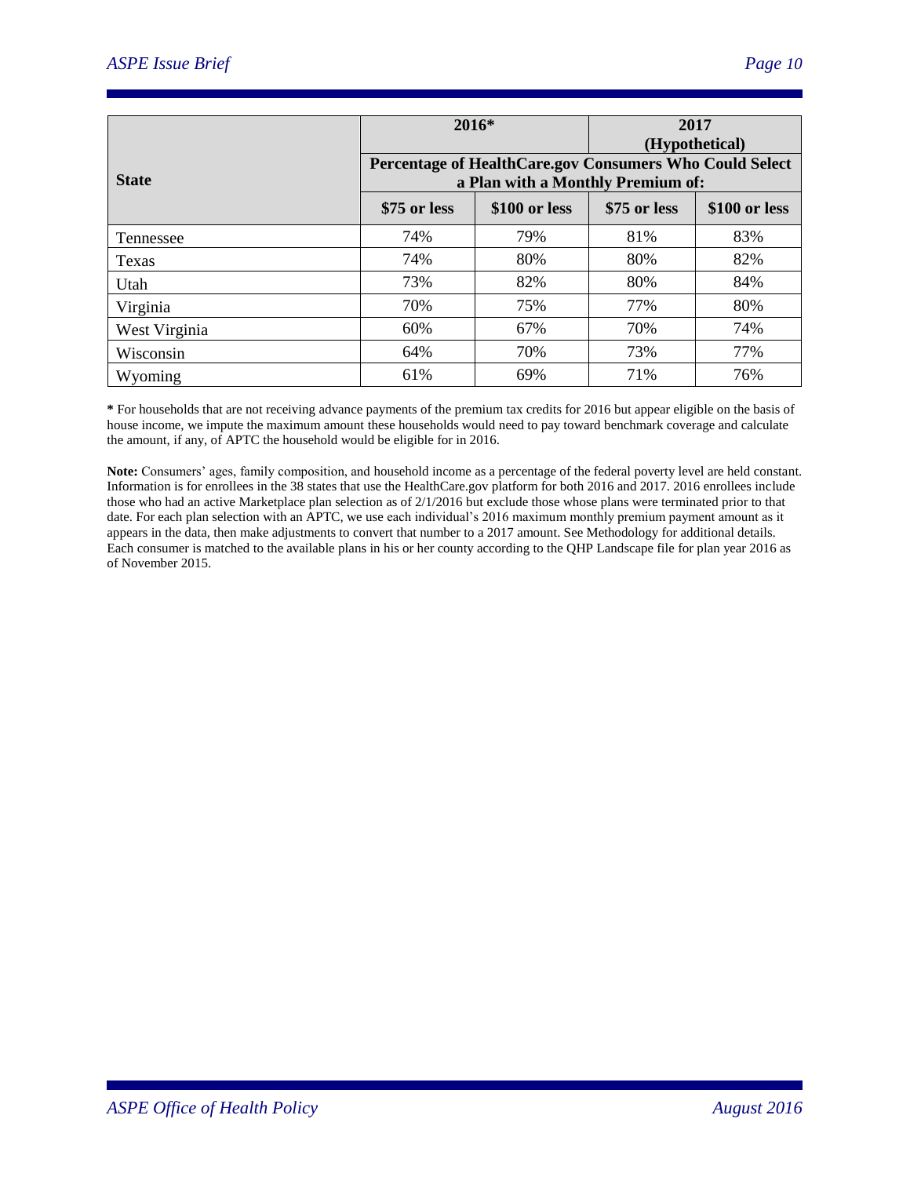| State | 2016* | | 2017 (Hypothetical) | |
|---|---|---|---|---|
| | Percentage of HealthCare.gov Consumers Who Could Select a Plan with a Monthly Premium of: | | | |
| | $75 or less | $100 or less | $75 or less | $100 or less |
| Tennessee | 74% | 79% | 81% | 83% |
| Texas | 74% | 80% | 80% | 82% |
| Utah | 73% | 82% | 80% | 84% |
| Virginia | 70% | 75% | 77% | 80% |
| West Virginia | 60% | 67% | 70% | 74% |
| Wisconsin | 64% | 70% | 73% | 77% |
| Wyoming | 61% | 69% | 71% | 76% |

**\*** For households that are not receiving advance payments of the premium tax credits for 2016 but appear eligible on the basis of house income, we impute the maximum amount these households would need to pay toward benchmark coverage and calculate the amount, if any, of APTC the household would be eligible for in 2016.

**Note:** Consumers' ages, family composition, and household income as a percentage of the federal poverty level are held constant. Information is for enrollees in the 38 states that use the HealthCare.gov platform for both 2016 and 2017. 2016 enrollees include those who had an active Marketplace plan selection as of 2/1/2016 but exclude those whose plans were terminated prior to that date. For each plan selection with an APTC, we use each individual's 2016 maximum monthly premium payment amount as it appears in the data, then make adjustments to convert that number to a 2017 amount. See Methodology for additional details. Each consumer is matched to the available plans in his or her county according to the QHP Landscape file for plan year 2016 as of November 2015.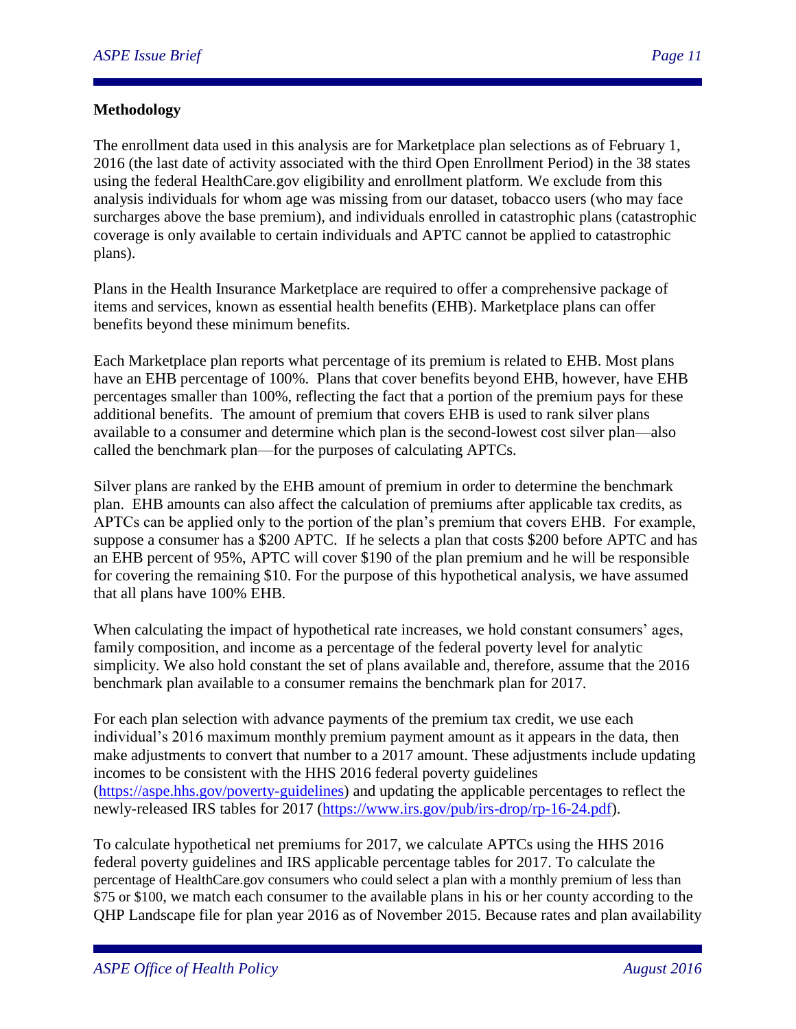**Methodology**

The enrollment data used in this analysis are for Marketplace plan selections as of February 1, 2016 (the last date of activity associated with the third Open Enrollment Period) in the 38 states using the federal HealthCare.gov eligibility and enrollment platform. We exclude from this analysis individuals for whom age was missing from our dataset, tobacco users (who may face surcharges above the base premium), and individuals enrolled in catastrophic plans (catastrophic coverage is only available to certain individuals and APTC cannot be applied to catastrophic plans).

Plans in the Health Insurance Marketplace are required to offer a comprehensive package of items and services, known as essential health benefits (EHB). Marketplace plans can offer benefits beyond these minimum benefits.

Each Marketplace plan reports what percentage of its premium is related to EHB. Most plans have an EHB percentage of 100%. Plans that cover benefits beyond EHB, however, have EHB percentages smaller than 100%, reflecting the fact that a portion of the premium pays for these additional benefits. The amount of premium that covers EHB is used to rank silver plans available to a consumer and determine which plan is the second-lowest cost silver plan—also called the benchmark plan—for the purposes of calculating APTCs.

Silver plans are ranked by the EHB amount of premium in order to determine the benchmark plan. EHB amounts can also affect the calculation of premiums after applicable tax credits, as APTCs can be applied only to the portion of the plan's premium that covers EHB. For example, suppose a consumer has a $200 APTC. If he selects a plan that costs $200 before APTC and has an EHB percent of 95%, APTC will cover $190 of the plan premium and he will be responsible for covering the remaining $10. For the purpose of this hypothetical analysis, we have assumed that all plans have 100% EHB.

When calculating the impact of hypothetical rate increases, we hold constant consumers' ages, family composition, and income as a percentage of the federal poverty level for analytic simplicity. We also hold constant the set of plans available and, therefore, assume that the 2016 benchmark plan available to a consumer remains the benchmark plan for 2017.

For each plan selection with advance payments of the premium tax credit, we use each individual's 2016 maximum monthly premium payment amount as it appears in the data, then make adjustments to convert that number to a 2017 amount. These adjustments include updating incomes to be consistent with the HHS 2016 federal poverty guidelines (https://aspe.hhs.gov/poverty-guidelines) and updating the applicable percentages to reflect the newly-released IRS tables for 2017 (https://www.irs.gov/pub/irs-drop/rp-16-24.pdf).

To calculate hypothetical net premiums for 2017, we calculate APTCs using the HHS 2016 federal poverty guidelines and IRS applicable percentage tables for 2017. To calculate the percentage of HealthCare.gov consumers who could select a plan with a monthly premium of less than $75 or $100, we match each consumer to the available plans in his or her county according to the QHP Landscape file for plan year 2016 as of November 2015. Because rates and plan availability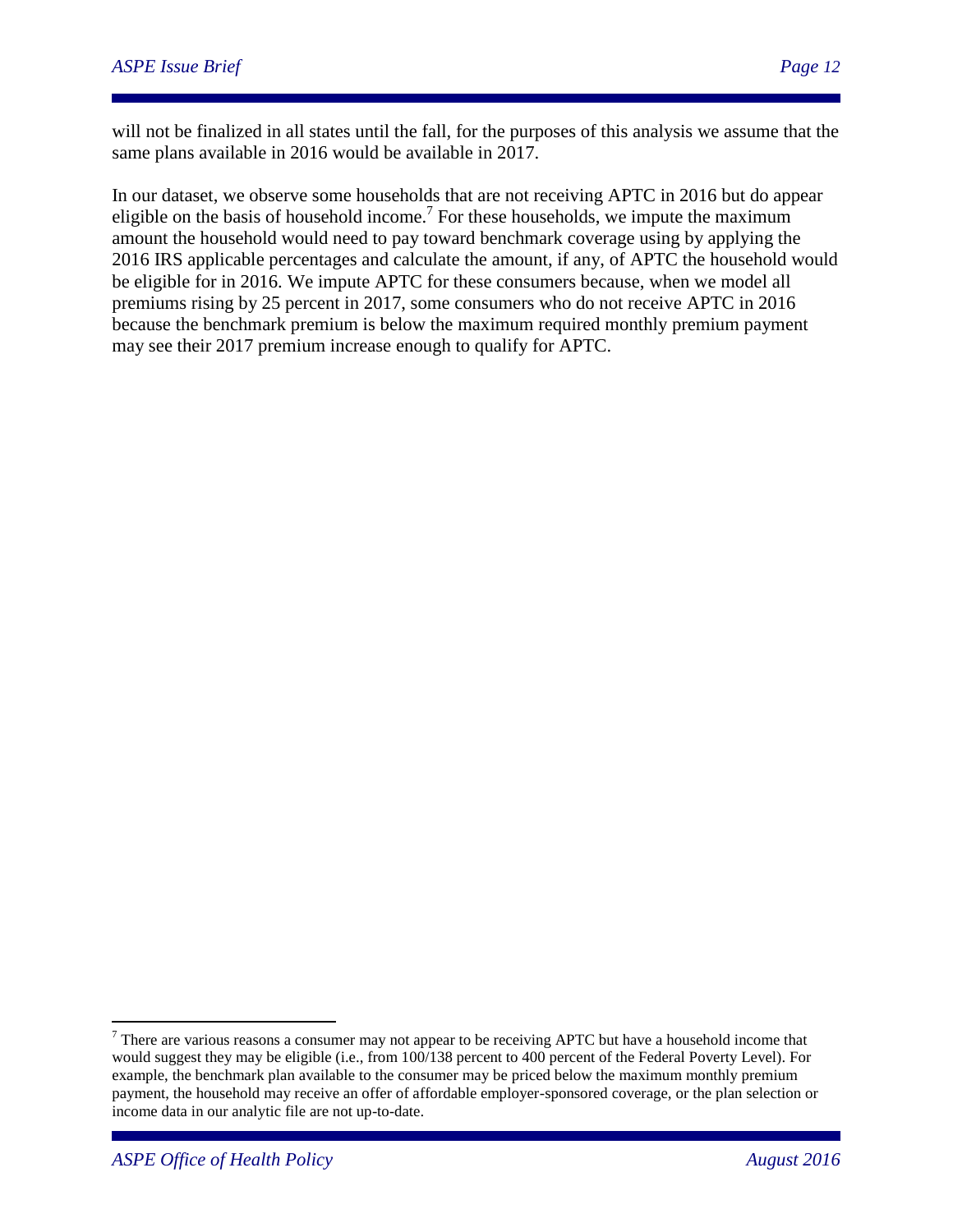will not be finalized in all states until the fall, for the purposes of this analysis we assume that the same plans available in 2016 would be available in 2017.

In our dataset, we observe some households that are not receiving APTC in 2016 but do appear eligible on the basis of household income.[7] For these households, we impute the maximum amount the household would need to pay toward benchmark coverage using by applying the 2016 IRS applicable percentages and calculate the amount, if any, of APTC the household would be eligible for in 2016. We impute APTC for these consumers because, when we model all premiums rising by 25 percent in 2017, some consumers who do not receive APTC in 2016 because the benchmark premium is below the maximum required monthly premium payment may see their 2017 premium increase enough to qualify for APTC.

[7] There are various reasons a consumer may not appear to be receiving APTC but have a household income that would suggest they may be eligible (i.e., from 100/138 percent to 400 percent of the Federal Poverty Level). For example, the benchmark plan available to the consumer may be priced below the maximum monthly premium payment, the household may receive an offer of affordable employer-sponsored coverage, or the plan selection or income data in our analytic file are not up-to-date.